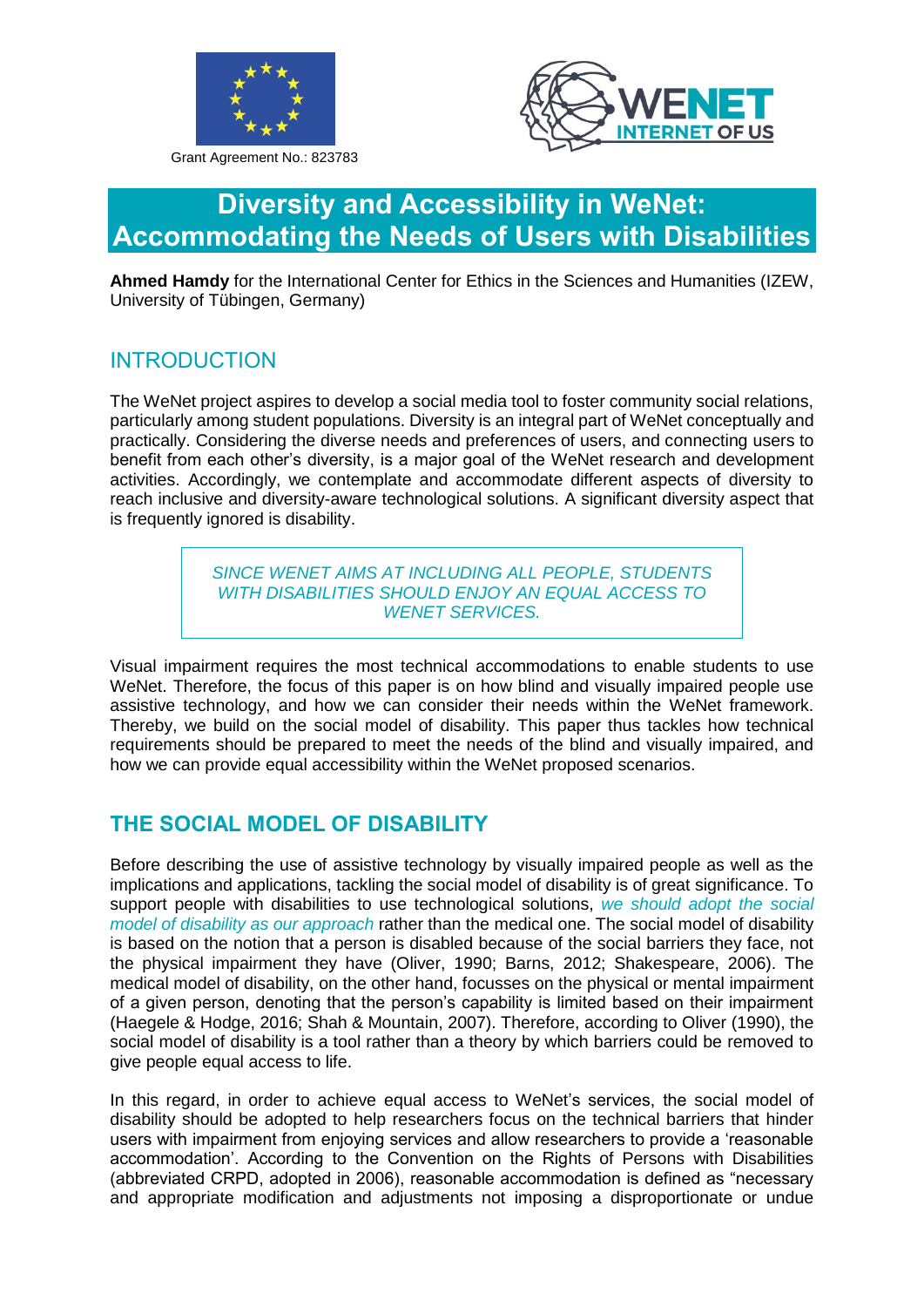Grant Agreement No.: 823783

# Diversity and Accessibility in WeNet: Accommodating the Needs of Users with Disabilities

**Ahmed Hamdy** for the International Center for Ethics in the Sciences and Humanities (IZEW, University of Tübingen, Germany)

## INTRODUCTION

The WeNet project aspires to develop a social media tool to foster community social relations, particularly among student populations. Diversity is an integral part of WeNet conceptually and practically. Considering the diverse needs and preferences of users, and connecting users to benefit from each other's diversity, is a major goal of the WeNet research and development activities. Accordingly, we contemplate and accommodate different aspects of diversity to reach inclusive and diversity-aware technological solutions. A significant diversity aspect that is frequently ignored is disability.

> *SINCE WENET AIMS AT INCLUDING ALL PEOPLE, STUDENTS WITH DISABILITIES SHOULD ENJOY AN EQUAL ACCESS TO WENET SERVICES.*

Visual impairment requires the most technical accommodations to enable students to use WeNet. Therefore, the focus of this paper is on how blind and visually impaired people use assistive technology, and how we can consider their needs within the WeNet framework. Thereby, we build on the social model of disability. This paper thus tackles how technical requirements should be prepared to meet the needs of the blind and visually impaired, and how we can provide equal accessibility within the WeNet proposed scenarios.

## THE SOCIAL MODEL OF DISABILITY

Before describing the use of assistive technology by visually impaired people as well as the implications and applications, tackling the social model of disability is of great significance. To support people with disabilities to use technological solutions, *we should adopt the social model of disability as our approach* rather than the medical one. The social model of disability is based on the notion that a person is disabled because of the social barriers they face, not the physical impairment they have (Oliver, 1990; Barns, 2012; Shakespeare, 2006). The medical model of disability, on the other hand, focusses on the physical or mental impairment of a given person, denoting that the person's capability is limited based on their impairment (Haegele & Hodge, 2016; Shah & Mountain, 2007). Therefore, according to Oliver (1990), the social model of disability is a tool rather than a theory by which barriers could be removed to give people equal access to life.

In this regard, in order to achieve equal access to WeNet's services, the social model of disability should be adopted to help researchers focus on the technical barriers that hinder users with impairment from enjoying services and allow researchers to provide a 'reasonable accommodation'. According to the Convention on the Rights of Persons with Disabilities (abbreviated CRPD, adopted in 2006), reasonable accommodation is defined as "necessary and appropriate modification and adjustments not imposing a disproportionate or undue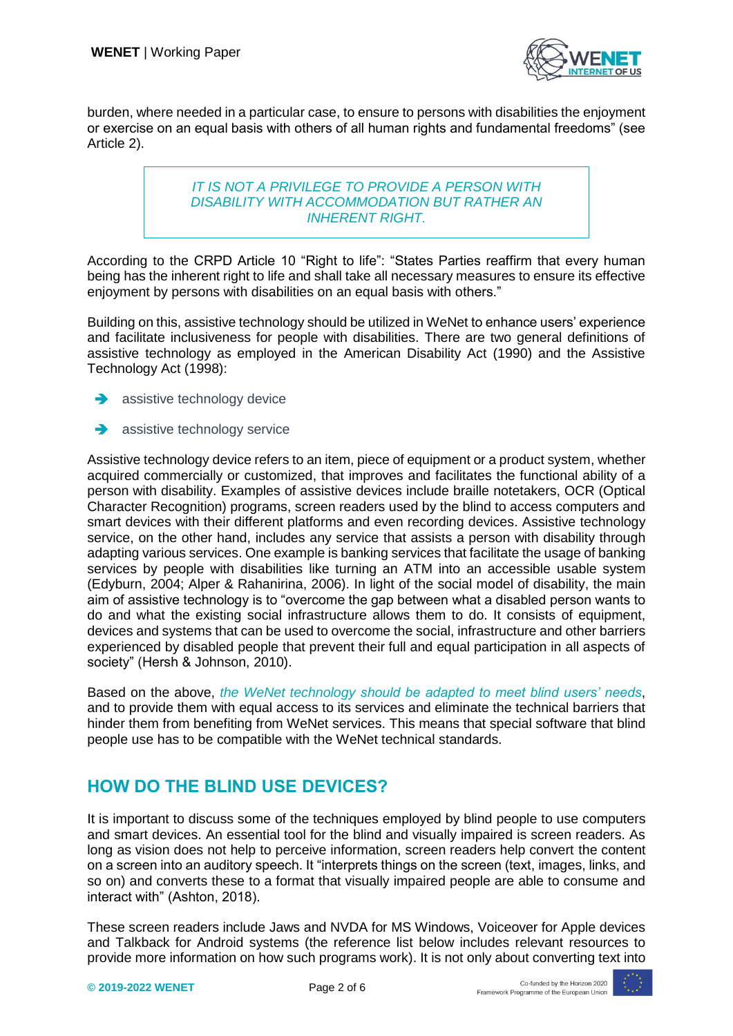burden, where needed in a particular case, to ensure to persons with disabilities the enjoyment or exercise on an equal basis with others of all human rights and fundamental freedoms" (see Article 2).

> *IT IS NOT A PRIVILEGE TO PROVIDE A PERSON WITH DISABILITY WITH ACCOMMODATION BUT RATHER AN INHERENT RIGHT.*

According to the CRPD Article 10 "Right to life": "States Parties reaffirm that every human being has the inherent right to life and shall take all necessary measures to ensure its effective enjoyment by persons with disabilities on an equal basis with others."

Building on this, assistive technology should be utilized in WeNet to enhance users' experience and facilitate inclusiveness for people with disabilities. There are two general definitions of assistive technology as employed in the American Disability Act (1990) and the Assistive Technology Act (1998):

- assistive technology device
- assistive technology service

Assistive technology device refers to an item, piece of equipment or a product system, whether acquired commercially or customized, that improves and facilitates the functional ability of a person with disability. Examples of assistive devices include braille notetakers, OCR (Optical Character Recognition) programs, screen readers used by the blind to access computers and smart devices with their different platforms and even recording devices. Assistive technology service, on the other hand, includes any service that assists a person with disability through adapting various services. One example is banking services that facilitate the usage of banking services by people with disabilities like turning an ATM into an accessible usable system (Edyburn, 2004; Alper & Rahanirina, 2006). In light of the social model of disability, the main aim of assistive technology is to "overcome the gap between what a disabled person wants to do and what the existing social infrastructure allows them to do. It consists of equipment, devices and systems that can be used to overcome the social, infrastructure and other barriers experienced by disabled people that prevent their full and equal participation in all aspects of society" (Hersh & Johnson, 2010).

Based on the above, *the WeNet technology should be adapted to meet blind users' needs*, and to provide them with equal access to its services and eliminate the technical barriers that hinder them from benefiting from WeNet services. This means that special software that blind people use has to be compatible with the WeNet technical standards.

## HOW DO THE BLIND USE DEVICES?

It is important to discuss some of the techniques employed by blind people to use computers and smart devices. An essential tool for the blind and visually impaired is screen readers. As long as vision does not help to perceive information, screen readers help convert the content on a screen into an auditory speech. It "interprets things on the screen (text, images, links, and so on) and converts these to a format that visually impaired people are able to consume and interact with" (Ashton, 2018).

These screen readers include Jaws and NVDA for MS Windows, Voiceover for Apple devices and Talkback for Android systems (the reference list below includes relevant resources to provide more information on how such programs work). It is not only about converting text into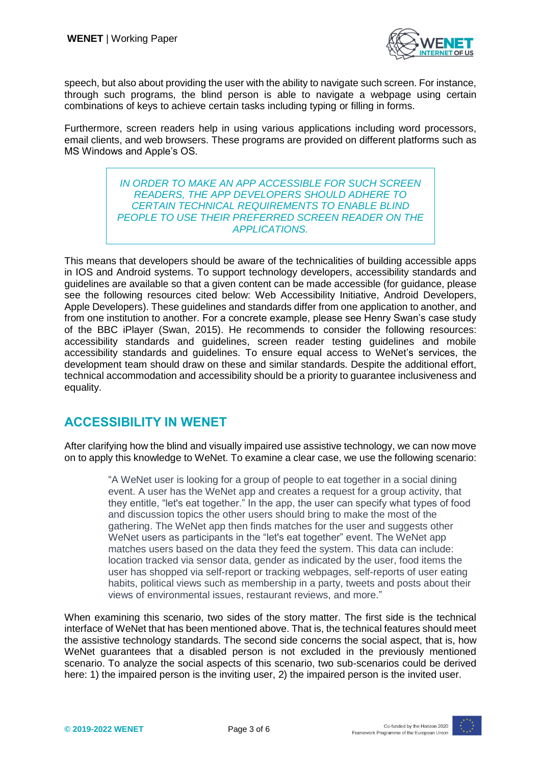speech, but also about providing the user with the ability to navigate such screen. For instance, through such programs, the blind person is able to navigate a webpage using certain combinations of keys to achieve certain tasks including typing or filling in forms.

Furthermore, screen readers help in using various applications including word processors, email clients, and web browsers. These programs are provided on different platforms such as MS Windows and Apple's OS.

> *IN ORDER TO MAKE AN APP ACCESSIBLE FOR SUCH SCREEN READERS, THE APP DEVELOPERS SHOULD ADHERE TO CERTAIN TECHNICAL REQUIREMENTS TO ENABLE BLIND PEOPLE TO USE THEIR PREFERRED SCREEN READER ON THE APPLICATIONS.*

This means that developers should be aware of the technicalities of building accessible apps in IOS and Android systems. To support technology developers, accessibility standards and guidelines are available so that a given content can be made accessible (for guidance, please see the following resources cited below: Web Accessibility Initiative, Android Developers, Apple Developers). These guidelines and standards differ from one application to another, and from one institution to another. For a concrete example, please see Henry Swan's case study of the BBC iPlayer (Swan, 2015). He recommends to consider the following resources: accessibility standards and guidelines, screen reader testing guidelines and mobile accessibility standards and guidelines. To ensure equal access to WeNet's services, the development team should draw on these and similar standards. Despite the additional effort, technical accommodation and accessibility should be a priority to guarantee inclusiveness and equality.

## ACCESSIBILITY IN WENET

After clarifying how the blind and visually impaired use assistive technology, we can now move on to apply this knowledge to WeNet. To examine a clear case, we use the following scenario:

> "A WeNet user is looking for a group of people to eat together in a social dining event. A user has the WeNet app and creates a request for a group activity, that they entitle, "let's eat together." In the app, the user can specify what types of food and discussion topics the other users should bring to make the most of the gathering. The WeNet app then finds matches for the user and suggests other WeNet users as participants in the "let's eat together" event. The WeNet app matches users based on the data they feed the system. This data can include: location tracked via sensor data, gender as indicated by the user, food items the user has shopped via self-report or tracking webpages, self-reports of user eating habits, political views such as membership in a party, tweets and posts about their views of environmental issues, restaurant reviews, and more."

When examining this scenario, two sides of the story matter. The first side is the technical interface of WeNet that has been mentioned above. That is, the technical features should meet the assistive technology standards. The second side concerns the social aspect, that is, how WeNet guarantees that a disabled person is not excluded in the previously mentioned scenario. To analyze the social aspects of this scenario, two sub-scenarios could be derived here: 1) the impaired person is the inviting user, 2) the impaired person is the invited user.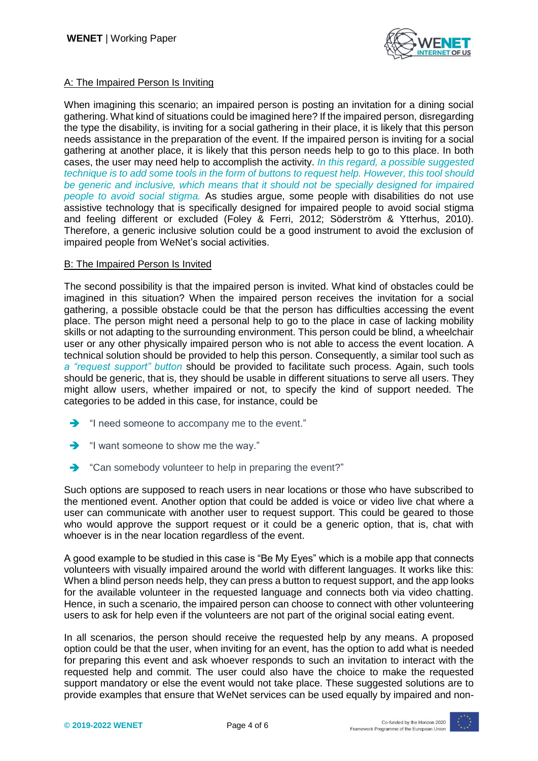A: The Impaired Person Is Inviting

When imagining this scenario; an impaired person is posting an invitation for a dining social gathering. What kind of situations could be imagined here? If the impaired person, disregarding the type the disability, is inviting for a social gathering in their place, it is likely that this person needs assistance in the preparation of the event. If the impaired person is inviting for a social gathering at another place, it is likely that this person needs help to go to this place. In both cases, the user may need help to accomplish the activity. *In this regard, a possible suggested technique is to add some tools in the form of buttons to request help. However, this tool should be generic and inclusive, which means that it should not be specially designed for impaired people to avoid social stigma.* As studies argue, some people with disabilities do not use assistive technology that is specifically designed for impaired people to avoid social stigma and feeling different or excluded (Foley & Ferri, 2012; Söderström & Ytterhus, 2010). Therefore, a generic inclusive solution could be a good instrument to avoid the exclusion of impaired people from WeNet's social activities.

B: The Impaired Person Is Invited

The second possibility is that the impaired person is invited. What kind of obstacles could be imagined in this situation? When the impaired person receives the invitation for a social gathering, a possible obstacle could be that the person has difficulties accessing the event place. The person might need a personal help to go to the place in case of lacking mobility skills or not adapting to the surrounding environment. This person could be blind, a wheelchair user or any other physically impaired person who is not able to access the event location. A technical solution should be provided to help this person. Consequently, a similar tool such as *a "request support" button* should be provided to facilitate such process. Again, such tools should be generic, that is, they should be usable in different situations to serve all users. They might allow users, whether impaired or not, to specify the kind of support needed. The categories to be added in this case, for instance, could be

- "I need someone to accompany me to the event."
- "I want someone to show me the way."
- "Can somebody volunteer to help in preparing the event?"

Such options are supposed to reach users in near locations or those who have subscribed to the mentioned event. Another option that could be added is voice or video live chat where a user can communicate with another user to request support. This could be geared to those who would approve the support request or it could be a generic option, that is, chat with whoever is in the near location regardless of the event.

A good example to be studied in this case is "Be My Eyes" which is a mobile app that connects volunteers with visually impaired around the world with different languages. It works like this: When a blind person needs help, they can press a button to request support, and the app looks for the available volunteer in the requested language and connects both via video chatting. Hence, in such a scenario, the impaired person can choose to connect with other volunteering users to ask for help even if the volunteers are not part of the original social eating event.

In all scenarios, the person should receive the requested help by any means. A proposed option could be that the user, when inviting for an event, has the option to add what is needed for preparing this event and ask whoever responds to such an invitation to interact with the requested help and commit. The user could also have the choice to make the requested support mandatory or else the event would not take place. These suggested solutions are to provide examples that ensure that WeNet services can be used equally by impaired and non-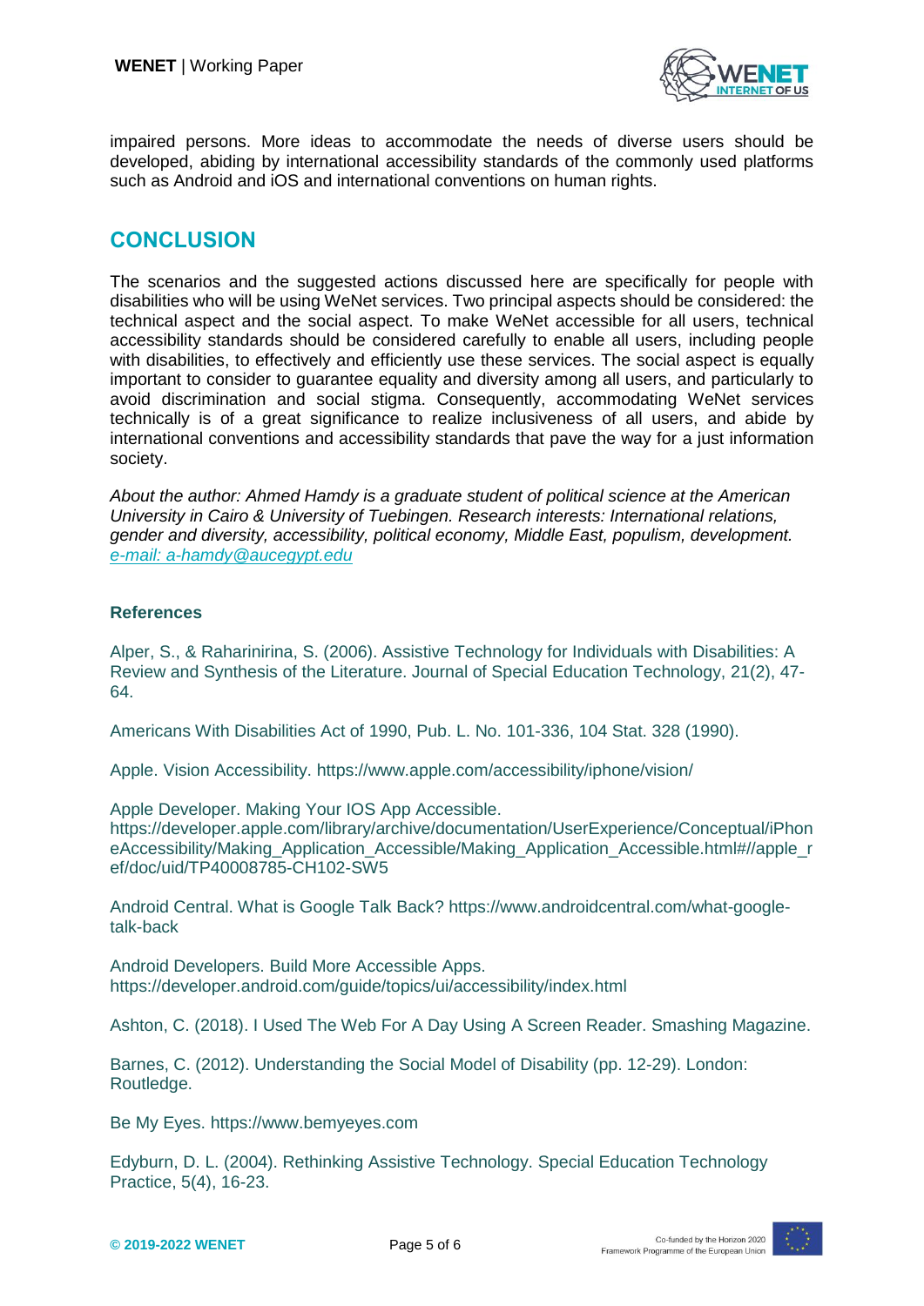impaired persons. More ideas to accommodate the needs of diverse users should be developed, abiding by international accessibility standards of the commonly used platforms such as Android and iOS and international conventions on human rights.

## CONCLUSION

The scenarios and the suggested actions discussed here are specifically for people with disabilities who will be using WeNet services. Two principal aspects should be considered: the technical aspect and the social aspect. To make WeNet accessible for all users, technical accessibility standards should be considered carefully to enable all users, including people with disabilities, to effectively and efficiently use these services. The social aspect is equally important to consider to guarantee equality and diversity among all users, and particularly to avoid discrimination and social stigma. Consequently, accommodating WeNet services technically is of a great significance to realize inclusiveness of all users, and abide by international conventions and accessibility standards that pave the way for a just information society.

*About the author: Ahmed Hamdy is a graduate student of political science at the American University in Cairo & University of Tuebingen. Research interests: International relations, gender and diversity, accessibility, political economy, Middle East, populism, development. e-mail: a-hamdy@aucegypt.edu*

### References

Alper, S., & Raharinirina, S. (2006). Assistive Technology for Individuals with Disabilities: A Review and Synthesis of the Literature. Journal of Special Education Technology, 21(2), 47-64.

Americans With Disabilities Act of 1990, Pub. L. No. 101-336, 104 Stat. 328 (1990).

Apple. Vision Accessibility. https://www.apple.com/accessibility/iphone/vision/

Apple Developer. Making Your IOS App Accessible. https://developer.apple.com/library/archive/documentation/UserExperience/Conceptual/iPhoneAccessibility/Making_Application_Accessible/Making_Application_Accessible.html#//apple_ref/doc/uid/TP40008785-CH102-SW5

Android Central. What is Google Talk Back? https://www.androidcentral.com/what-google-talk-back

Android Developers. Build More Accessible Apps. https://developer.android.com/guide/topics/ui/accessibility/index.html

Ashton, C. (2018). I Used The Web For A Day Using A Screen Reader. Smashing Magazine.

Barnes, C. (2012). Understanding the Social Model of Disability (pp. 12-29). London: Routledge.

Be My Eyes. https://www.bemyeyes.com

Edyburn, D. L. (2004). Rethinking Assistive Technology. Special Education Technology Practice, 5(4), 16-23.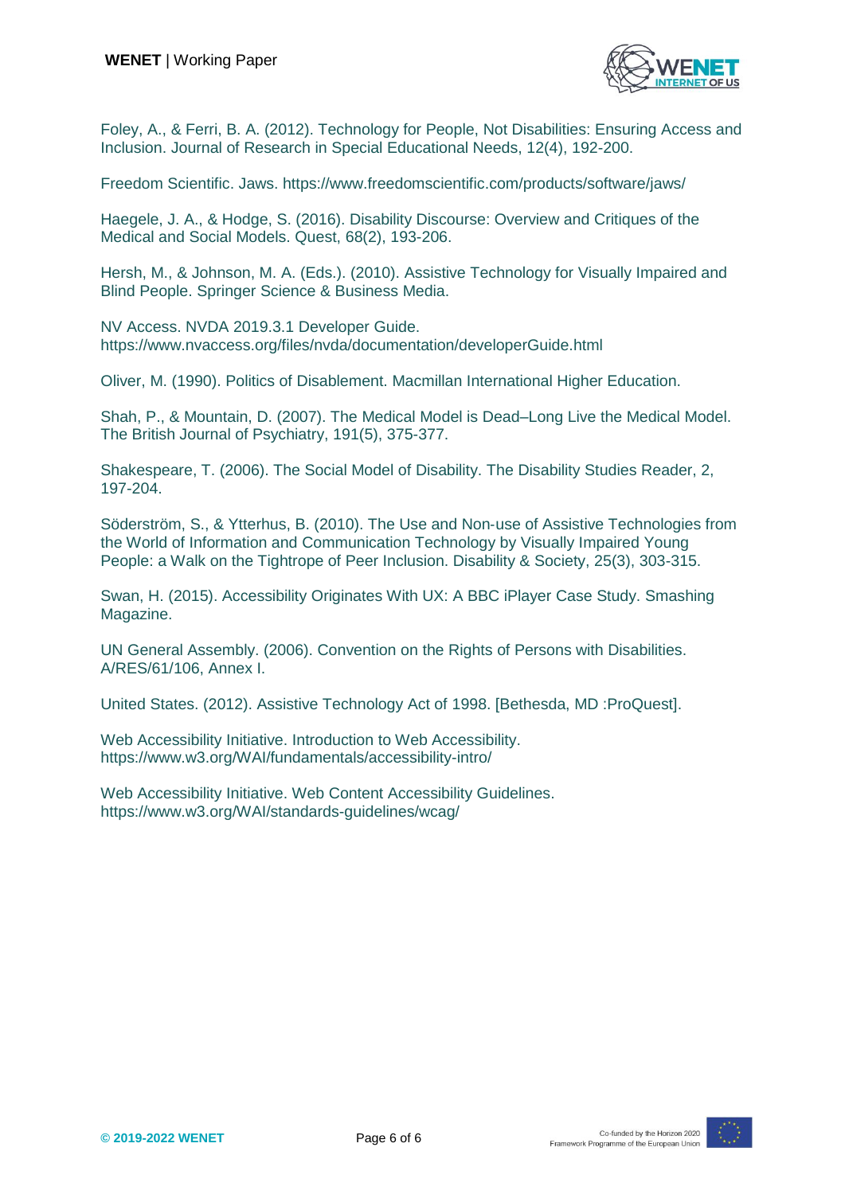Foley, A., & Ferri, B. A. (2012). Technology for People, Not Disabilities: Ensuring Access and Inclusion. Journal of Research in Special Educational Needs, 12(4), 192-200.

Freedom Scientific. Jaws. https://www.freedomscientific.com/products/software/jaws/

Haegele, J. A., & Hodge, S. (2016). Disability Discourse: Overview and Critiques of the Medical and Social Models. Quest, 68(2), 193-206.

Hersh, M., & Johnson, M. A. (Eds.). (2010). Assistive Technology for Visually Impaired and Blind People. Springer Science & Business Media.

NV Access. NVDA 2019.3.1 Developer Guide. https://www.nvaccess.org/files/nvda/documentation/developerGuide.html

Oliver, M. (1990). Politics of Disablement. Macmillan International Higher Education.

Shah, P., & Mountain, D. (2007). The Medical Model is Dead–Long Live the Medical Model. The British Journal of Psychiatry, 191(5), 375-377.

Shakespeare, T. (2006). The Social Model of Disability. The Disability Studies Reader, 2, 197-204.

Söderström, S., & Ytterhus, B. (2010). The Use and Non-use of Assistive Technologies from the World of Information and Communication Technology by Visually Impaired Young People: a Walk on the Tightrope of Peer Inclusion. Disability & Society, 25(3), 303-315.

Swan, H. (2015). Accessibility Originates With UX: A BBC iPlayer Case Study. Smashing Magazine.

UN General Assembly. (2006). Convention on the Rights of Persons with Disabilities. A/RES/61/106, Annex I.

United States. (2012). Assistive Technology Act of 1998. [Bethesda, MD :ProQuest].

Web Accessibility Initiative. Introduction to Web Accessibility. https://www.w3.org/WAI/fundamentals/accessibility-intro/

Web Accessibility Initiative. Web Content Accessibility Guidelines. https://www.w3.org/WAI/standards-guidelines/wcag/